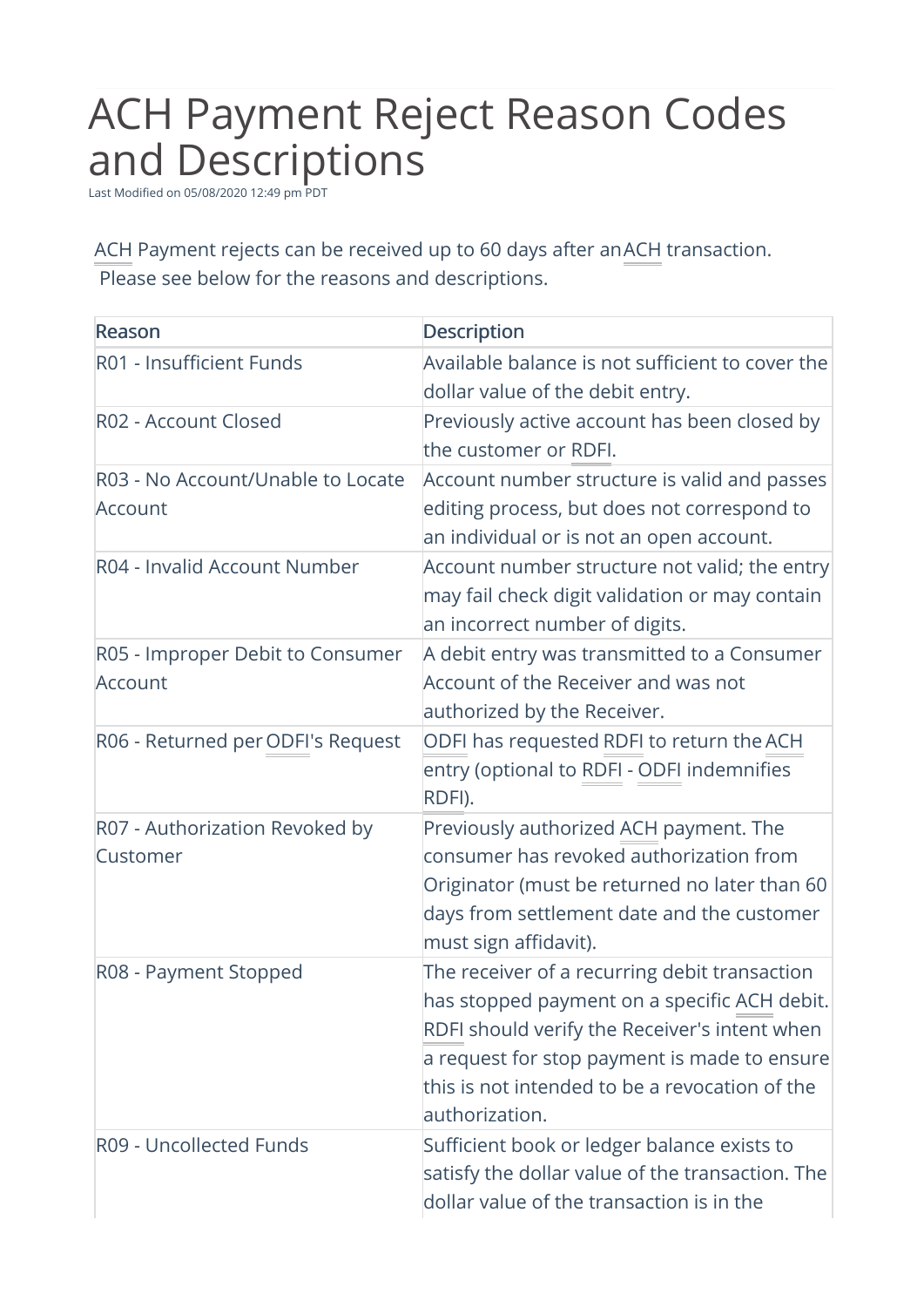# ACH Payment Reject Reason Codes and Descriptions

Last Modified on 05/08/2020 12:49 pm PDT

ACH Payment rejects can be received up to 60 days after an ACH transaction. Please see below for the reasons and descriptions.

| Reason | Description |
|---|---|
| R01 - Insufficient Funds | Available balance is not sufficient to cover the dollar value of the debit entry. |
| R02 - Account Closed | Previously active account has been closed by the customer or RDFI. |
| R03 - No Account/Unable to Locate Account | Account number structure is valid and passes editing process, but does not correspond to an individual or is not an open account. |
| R04 - Invalid Account Number | Account number structure not valid; the entry may fail check digit validation or may contain an incorrect number of digits. |
| R05 - Improper Debit to Consumer Account | A debit entry was transmitted to a Consumer Account of the Receiver and was not authorized by the Receiver. |
| R06 - Returned per ODFI's Request | ODFI has requested RDFI to return the ACH entry (optional to RDFI - ODFI indemnifies RDFI). |
| R07 - Authorization Revoked by Customer | Previously authorized ACH payment. The consumer has revoked authorization from Originator (must be returned no later than 60 days from settlement date and the customer must sign affidavit). |
| R08 - Payment Stopped | The receiver of a recurring debit transaction has stopped payment on a specific ACH debit. RDFI should verify the Receiver's intent when a request for stop payment is made to ensure this is not intended to be a revocation of the authorization. |
| R09 - Uncollected Funds | Sufficient book or ledger balance exists to satisfy the dollar value of the transaction. The dollar value of the transaction is in the |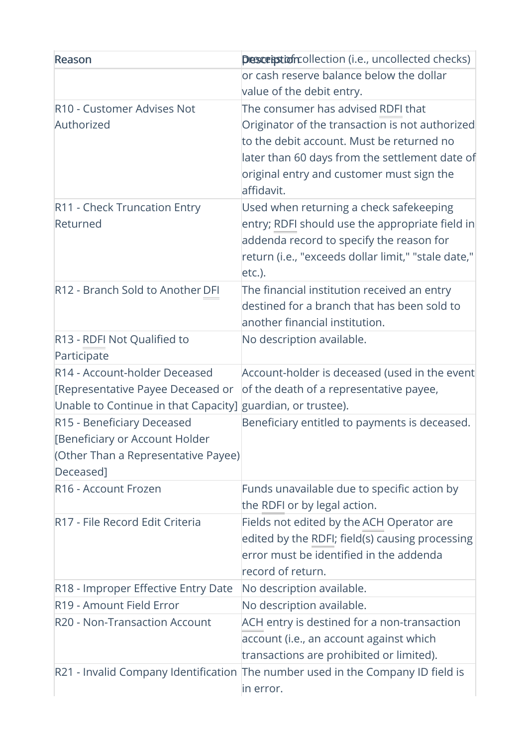| Reason | Description |
|---|---|
| | process of collection (i.e., uncollected checks) or cash reserve balance below the dollar value of the debit entry. |
| R10 - Customer Advises Not Authorized | The consumer has advised RDFI that Originator of the transaction is not authorized to the debit account. Must be returned no later than 60 days from the settlement date of original entry and customer must sign the affidavit. |
| R11 - Check Truncation Entry Returned | Used when returning a check safekeeping entry; RDFI should use the appropriate field in addenda record to specify the reason for return (i.e., "exceeds dollar limit," "stale date," etc.). |
| R12 - Branch Sold to Another DFI | The financial institution received an entry destined for a branch that has been sold to another financial institution. |
| R13 - RDFI Not Qualified to Participate | No description available. |
| R14 - Account-holder Deceased [Representative Payee Deceased or Unable to Continue in that Capacity] | Account-holder is deceased (used in the event of the death of a representative payee, guardian, or trustee). |
| R15 - Beneficiary Deceased [Beneficiary or Account Holder (Other Than a Representative Payee) Deceased] | Beneficiary entitled to payments is deceased. |
| R16 - Account Frozen | Funds unavailable due to specific action by the RDFI or by legal action. |
| R17 - File Record Edit Criteria | Fields not edited by the ACH Operator are edited by the RDFI; field(s) causing processing error must be identified in the addenda record of return. |
| R18 - Improper Effective Entry Date | No description available. |
| R19 - Amount Field Error | No description available. |
| R20 - Non-Transaction Account | ACH entry is destined for a non-transaction account (i.e., an account against which transactions are prohibited or limited). |
| R21 - Invalid Company Identification | The number used in the Company ID field is in error. |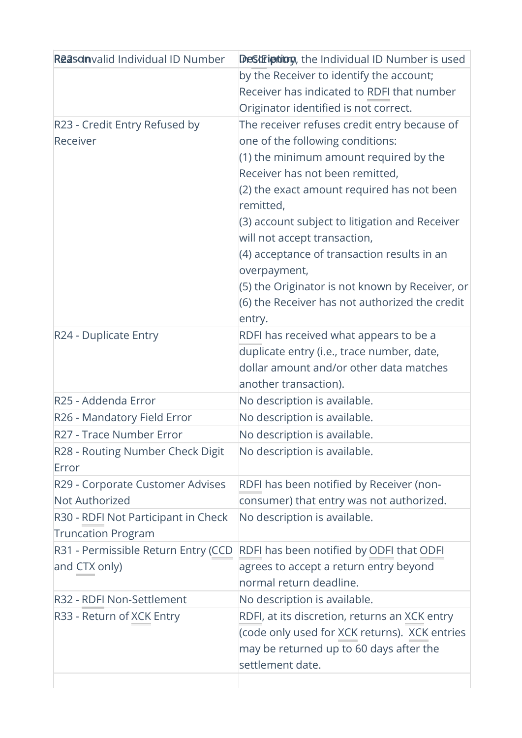| Reason | Description |
| --- | --- |
| R22 - Invalid Individual ID Number | In CIE entry, the Individual ID Number is used by the Receiver to identify the account; Receiver has indicated to RDFI that number Originator identified is not correct. |
| R23 - Credit Entry Refused by Receiver | The receiver refuses credit entry because of one of the following conditions:<br>(1) the minimum amount required by the Receiver has not been remitted,<br>(2) the exact amount required has not been remitted,<br>(3) account subject to litigation and Receiver will not accept transaction,<br>(4) acceptance of transaction results in an overpayment,<br>(5) the Originator is not known by Receiver, or<br>(6) the Receiver has not authorized the credit entry. |
| R24 - Duplicate Entry | RDFI has received what appears to be a duplicate entry (i.e., trace number, date, dollar amount and/or other data matches another transaction). |
| R25 - Addenda Error | No description is available. |
| R26 - Mandatory Field Error | No description is available. |
| R27 - Trace Number Error | No description is available. |
| R28 - Routing Number Check Digit Error | No description is available. |
| R29 - Corporate Customer Advises Not Authorized | RDFI has been notified by Receiver (non-consumer) that entry was not authorized. |
| R30 - RDFI Not Participant in Check Truncation Program | No description is available. |
| R31 - Permissible Return Entry (CCD and CTX only) | RDFI has been notified by ODFI that ODFI agrees to accept a return entry beyond normal return deadline. |
| R32 - RDFI Non-Settlement | No description is available. |
| R33 - Return of XCK Entry | RDFI, at its discretion, returns an XCK entry (code only used for XCK returns). XCK entries may be returned up to 60 days after the settlement date. |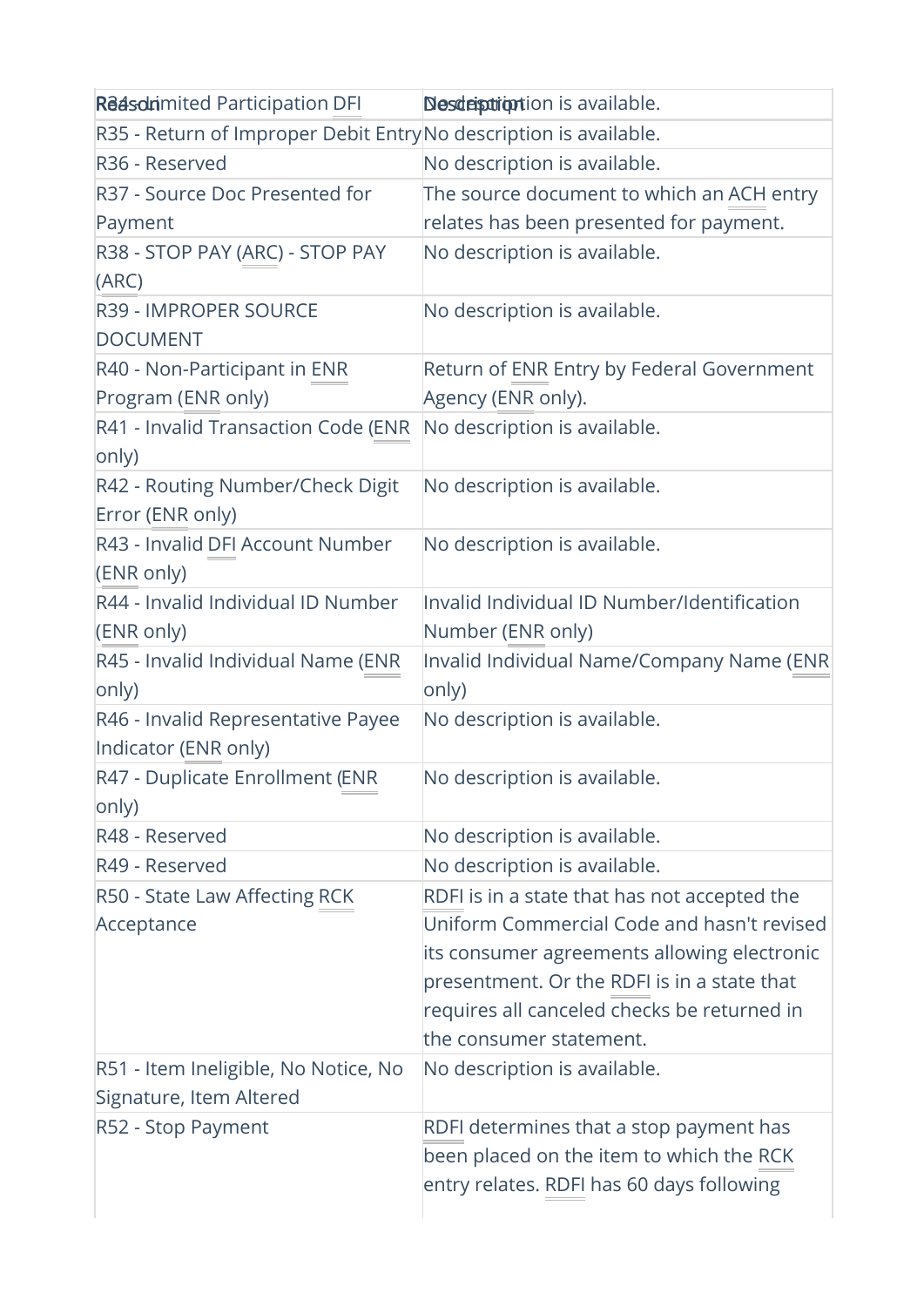| Reason | Description |
|---|---|
| R34 - Limited Participation DFI | No description is available. |
| R35 - Return of Improper Debit Entry | No description is available. |
| R36 - Reserved | No description is available. |
| R37 - Source Doc Presented for Payment | The source document to which an ACH entry relates has been presented for payment. |
| R38 - STOP PAY (ARC) - STOP PAY (ARC) | No description is available. |
| R39 - IMPROPER SOURCE DOCUMENT | No description is available. |
| R40 - Non-Participant in ENR Program (ENR only) | Return of ENR Entry by Federal Government Agency (ENR only). |
| R41 - Invalid Transaction Code (ENR only) | No description is available. |
| R42 - Routing Number/Check Digit Error (ENR only) | No description is available. |
| R43 - Invalid DFI Account Number (ENR only) | No description is available. |
| R44 - Invalid Individual ID Number (ENR only) | Invalid Individual ID Number/Identification Number (ENR only) |
| R45 - Invalid Individual Name (ENR only) | Invalid Individual Name/Company Name (ENR only) |
| R46 - Invalid Representative Payee Indicator (ENR only) | No description is available. |
| R47 - Duplicate Enrollment (ENR only) | No description is available. |
| R48 - Reserved | No description is available. |
| R49 - Reserved | No description is available. |
| R50 - State Law Affecting RCK Acceptance | RDFI is in a state that has not accepted the Uniform Commercial Code and hasn't revised its consumer agreements allowing electronic presentment. Or the RDFI is in a state that requires all canceled checks be returned in the consumer statement. |
| R51 - Item Ineligible, No Notice, No Signature, Item Altered | No description is available. |
| R52 - Stop Payment | RDFI determines that a stop payment has been placed on the item to which the RCK entry relates. RDFI has 60 days following |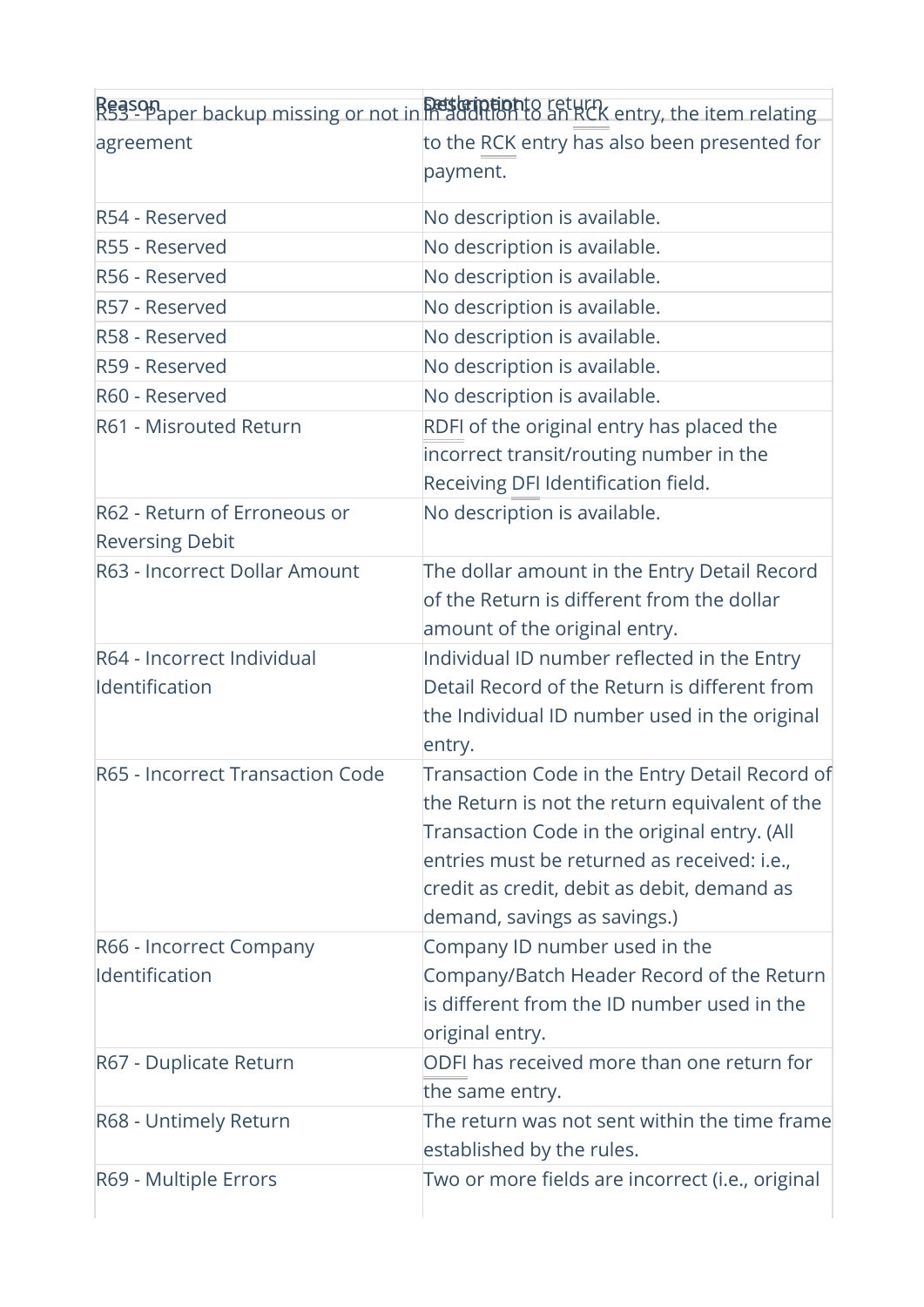| Reason | Description |
| --- | --- |
| R53 - Paper backup missing or not in agreement | In addition to an RCK entry, the item relating to the RCK entry has also been presented for payment. |
| R54 - Reserved | No description is available. |
| R55 - Reserved | No description is available. |
| R56 - Reserved | No description is available. |
| R57 - Reserved | No description is available. |
| R58 - Reserved | No description is available. |
| R59 - Reserved | No description is available. |
| R60 - Reserved | No description is available. |
| R61 - Misrouted Return | RDFI of the original entry has placed the incorrect transit/routing number in the Receiving DFI Identification field. |
| R62 - Return of Erroneous or Reversing Debit | No description is available. |
| R63 - Incorrect Dollar Amount | The dollar amount in the Entry Detail Record of the Return is different from the dollar amount of the original entry. |
| R64 - Incorrect Individual Identification | Individual ID number reflected in the Entry Detail Record of the Return is different from the Individual ID number used in the original entry. |
| R65 - Incorrect Transaction Code | Transaction Code in the Entry Detail Record of the Return is not the return equivalent of the Transaction Code in the original entry. (All entries must be returned as received: i.e., credit as credit, debit as debit, demand as demand, savings as savings.) |
| R66 - Incorrect Company Identification | Company ID number used in the Company/Batch Header Record of the Return is different from the ID number used in the original entry. |
| R67 - Duplicate Return | ODFI has received more than one return for the same entry. |
| R68 - Untimely Return | The return was not sent within the time frame established by the rules. |
| R69 - Multiple Errors | Two or more fields are incorrect (i.e., original |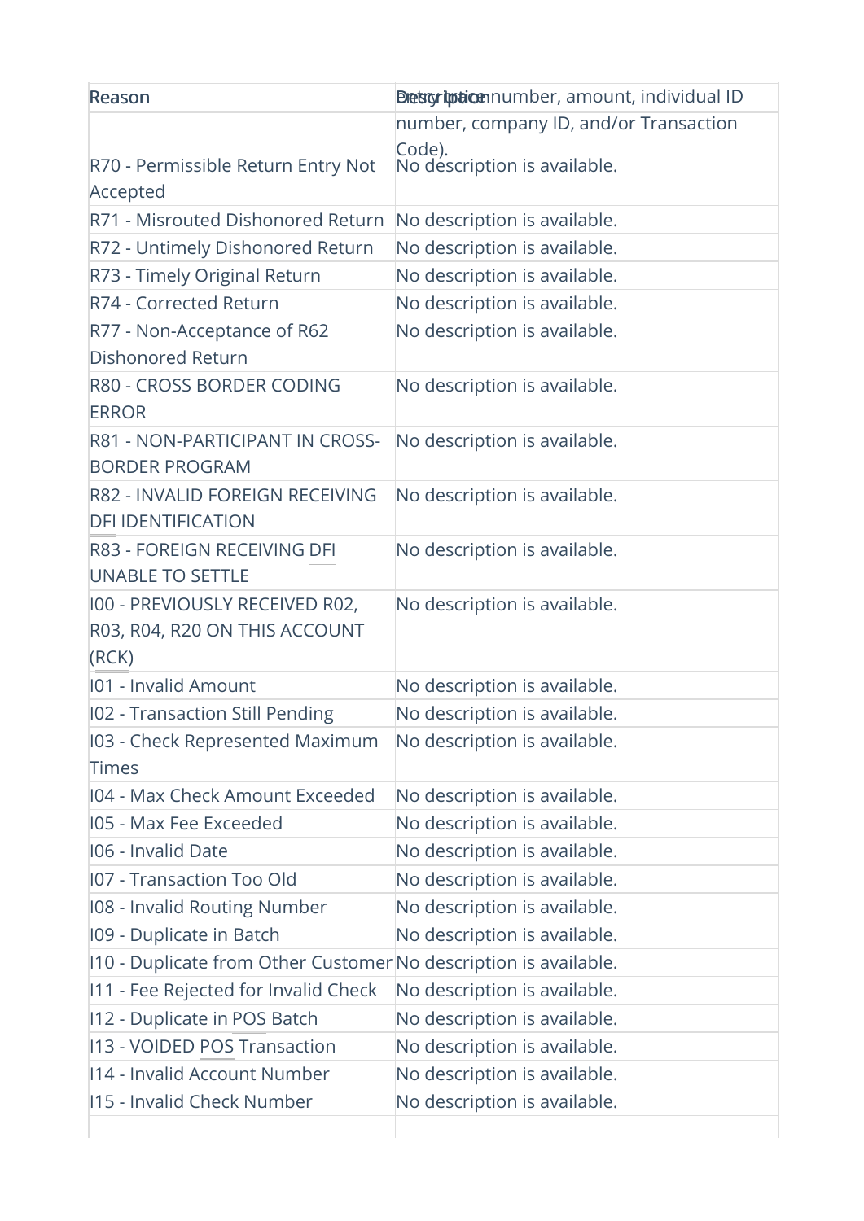| Reason | Description |
|---|---|
| | Entry trace number, amount, individual ID number, company ID, and/or Transaction Code). |
| R70 - Permissible Return Entry Not Accepted | No description is available. |
| R71 - Misrouted Dishonored Return | No description is available. |
| R72 - Untimely Dishonored Return | No description is available. |
| R73 - Timely Original Return | No description is available. |
| R74 - Corrected Return | No description is available. |
| R77 - Non-Acceptance of R62 Dishonored Return | No description is available. |
| R80 - CROSS BORDER CODING ERROR | No description is available. |
| R81 - NON-PARTICIPANT IN CROSS-BORDER PROGRAM | No description is available. |
| R82 - INVALID FOREIGN RECEIVING DFI IDENTIFICATION | No description is available. |
| R83 - FOREIGN RECEIVING DFI UNABLE TO SETTLE | No description is available. |
| I00 - PREVIOUSLY RECEIVED R02, R03, R04, R20 ON THIS ACCOUNT (RCK) | No description is available. |
| I01 - Invalid Amount | No description is available. |
| I02 - Transaction Still Pending | No description is available. |
| I03 - Check Represented Maximum Times | No description is available. |
| I04 - Max Check Amount Exceeded | No description is available. |
| I05 - Max Fee Exceeded | No description is available. |
| I06 - Invalid Date | No description is available. |
| I07 - Transaction Too Old | No description is available. |
| I08 - Invalid Routing Number | No description is available. |
| I09 - Duplicate in Batch | No description is available. |
| I10 - Duplicate from Other Customer | No description is available. |
| I11 - Fee Rejected for Invalid Check | No description is available. |
| I12 - Duplicate in POS Batch | No description is available. |
| I13 - VOIDED POS Transaction | No description is available. |
| I14 - Invalid Account Number | No description is available. |
| I15 - Invalid Check Number | No description is available. |
| | |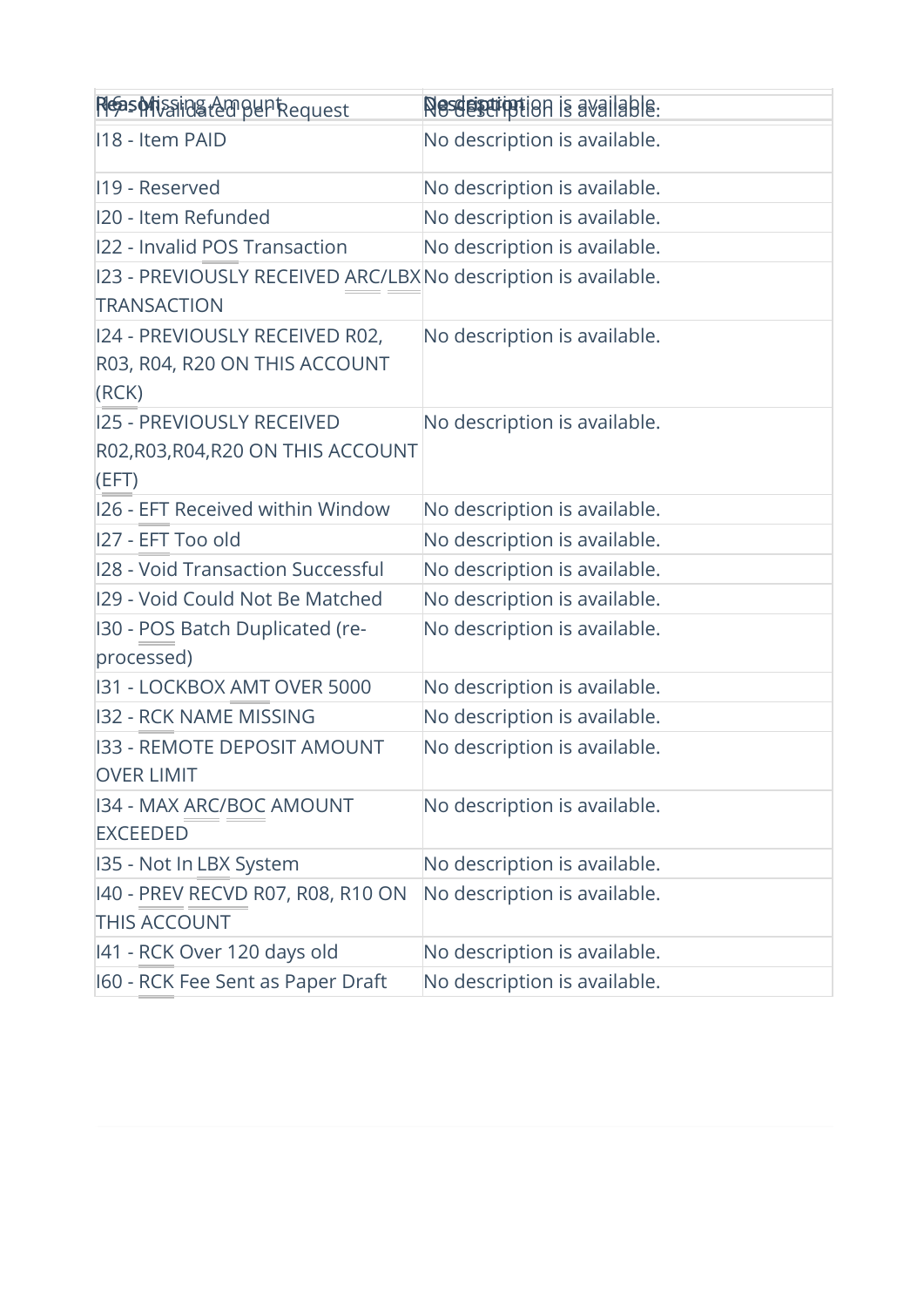| Reason | Description |
| --- | --- |
| I16 - Missing Amount | No description is available. |
| I17 - Invalidated per Request | No description is available. |
| I18 - Item PAID | No description is available. |
| I19 - Reserved | No description is available. |
| I20 - Item Refunded | No description is available. |
| I22 - Invalid POS Transaction | No description is available. |
| I23 - PREVIOUSLY RECEIVED ARC/LBX TRANSACTION | No description is available. |
| I24 - PREVIOUSLY RECEIVED R02, R03, R04, R20 ON THIS ACCOUNT (RCK) | No description is available. |
| I25 - PREVIOUSLY RECEIVED R02,R03,R04,R20 ON THIS ACCOUNT (EFT) | No description is available. |
| I26 - EFT Received within Window | No description is available. |
| I27 - EFT Too old | No description is available. |
| I28 - Void Transaction Successful | No description is available. |
| I29 - Void Could Not Be Matched | No description is available. |
| I30 - POS Batch Duplicated (re-processed) | No description is available. |
| I31 - LOCKBOX AMT OVER 5000 | No description is available. |
| I32 - RCK NAME MISSING | No description is available. |
| I33 - REMOTE DEPOSIT AMOUNT OVER LIMIT | No description is available. |
| I34 - MAX ARC/BOC AMOUNT EXCEEDED | No description is available. |
| I35 - Not In LBX System | No description is available. |
| I40 - PREV RECVD R07, R08, R10 ON THIS ACCOUNT | No description is available. |
| I41 - RCK Over 120 days old | No description is available. |
| I60 - RCK Fee Sent as Paper Draft | No description is available. |